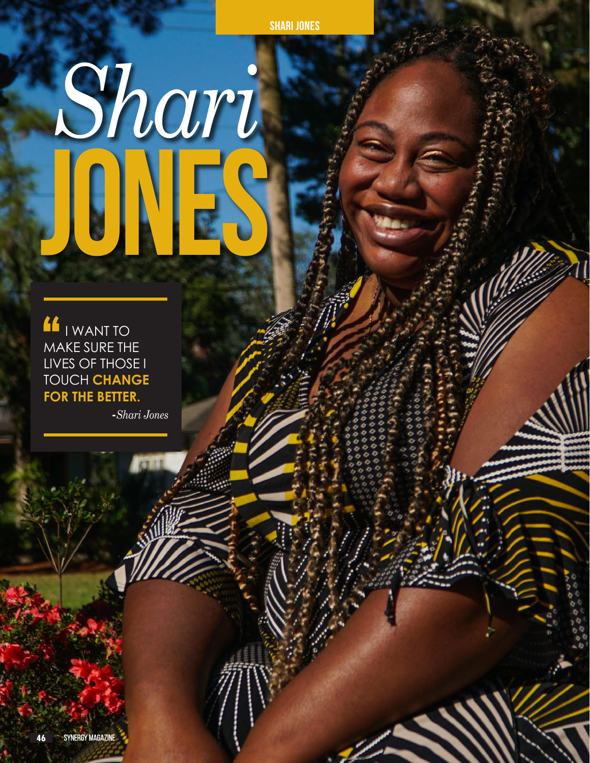# Shari JONES

> **“** I WANT TO MAKE SURE THE LIVES OF THOSE I TOUCH **CHANGE FOR THE BETTER.**
>
> -*Shari Jones*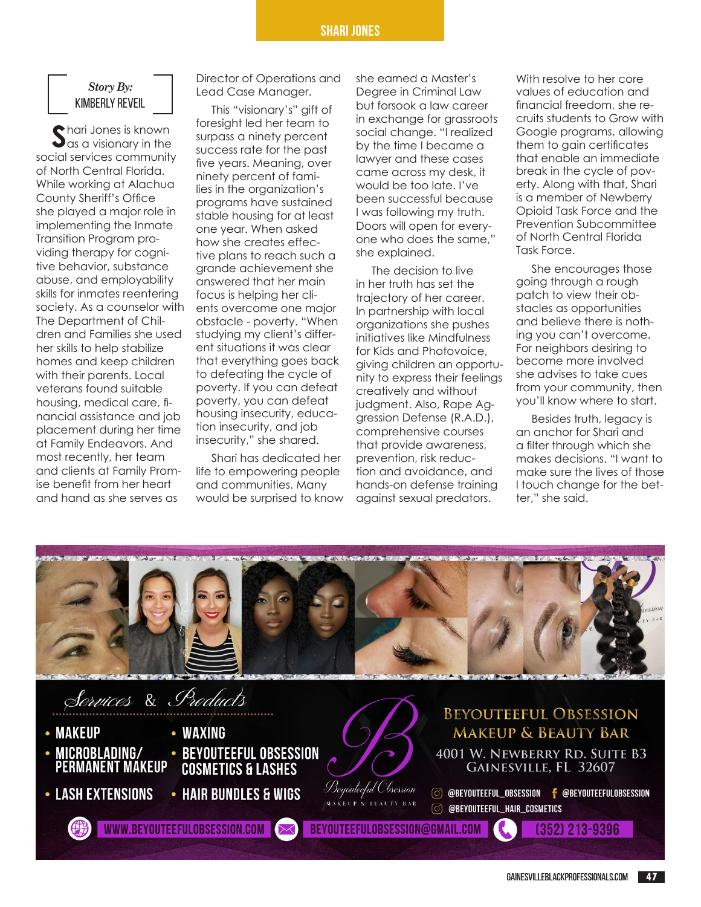# SHARI JONES

*Story By:*
KIMBERLY REVEIL

Shari Jones is known as a visionary in the social services community of North Central Florida. While working at Alachua County Sheriff's Office she played a major role in implementing the Inmate Transition Program providing therapy for cognitive behavior, substance abuse, and employability skills for inmates reentering society. As a counselor with The Department of Children and Families she used her skills to help stabilize homes and keep children with their parents. Local veterans found suitable housing, medical care, financial assistance and job placement during her time at Family Endeavors. And most recently, her team and clients at Family Promise benefit from her heart and hand as she serves as Director of Operations and Lead Case Manager.

This "visionary's" gift of foresight led her team to surpass a ninety percent success rate for the past five years. Meaning, over ninety percent of families in the organization's programs have sustained stable housing for at least one year. When asked how she creates effective plans to reach such a grande achievement she answered that her main focus is helping her clients overcome one major obstacle - poverty. "When studying my client's different situations it was clear that everything goes back to defeating the cycle of poverty. If you can defeat poverty, you can defeat housing insecurity, education insecurity, and job insecurity," she shared.

Shari has dedicated her life to empowering people and communities. Many would be surprised to know she earned a Master's Degree in Criminal Law but forsook a law career in exchange for grassroots social change. "I realized by the time I became a lawyer and these cases came across my desk, it would be too late. I've been successful because I was following my truth. Doors will open for everyone who does the same," she explained.

The decision to live in her truth has set the trajectory of her career. In partnership with local organizations she pushes initiatives like Mindfulness for Kids and Photovoice, giving children an opportunity to express their feelings creatively and without judgment. Also, Rape Aggression Defense (R.A.D.), comprehensive courses that provide awareness, prevention, risk reduction and avoidance, and hands-on defense training against sexual predators.

With resolve to her core values of education and financial freedom, she recruits students to Grow with Google programs, allowing them to gain certificates that enable an immediate break in the cycle of poverty. Along with that, Shari is a member of Newberry Opioid Task Force and the Prevention Subcommittee of North Central Florida Task Force.

She encourages those going through a rough patch to view their obstacles as opportunities and believe there is nothing you can't overcome. For neighbors desiring to become more involved she advises to take cues from your community, then you'll know where to start.

Besides truth, legacy is an anchor for Shari and a filter through which she makes decisions. "I want to make sure the lives of those I touch change for the better," she said.

---

*Services & Products*

- MAKEUP
- MICROBLADING/ PERMANENT MAKEUP
- LASH EXTENSIONS
- WAXING
- BEYOUTEEFUL OBSESSION COSMETICS & LASHES
- HAIR BUNDLES & WIGS

Beyouteeful Obsession
MAKEUP & BEAUTY BAR

**BEYOUTEEFUL OBSESSION MAKEUP & BEAUTY BAR**

4001 W. Newberry Rd. Suite B3
Gainesville, FL 32607

@BEYOUTEEFUL_OBSESSION @BEYOUTEEFULOBSESSION
@BEYOUTEEFUL_HAIR_COSMETICS

WWW.BEYOUTEEFULOBSESSION.COM BEYOUTEEFULOBSESSION@GMAIL.COM (352) 213-9396